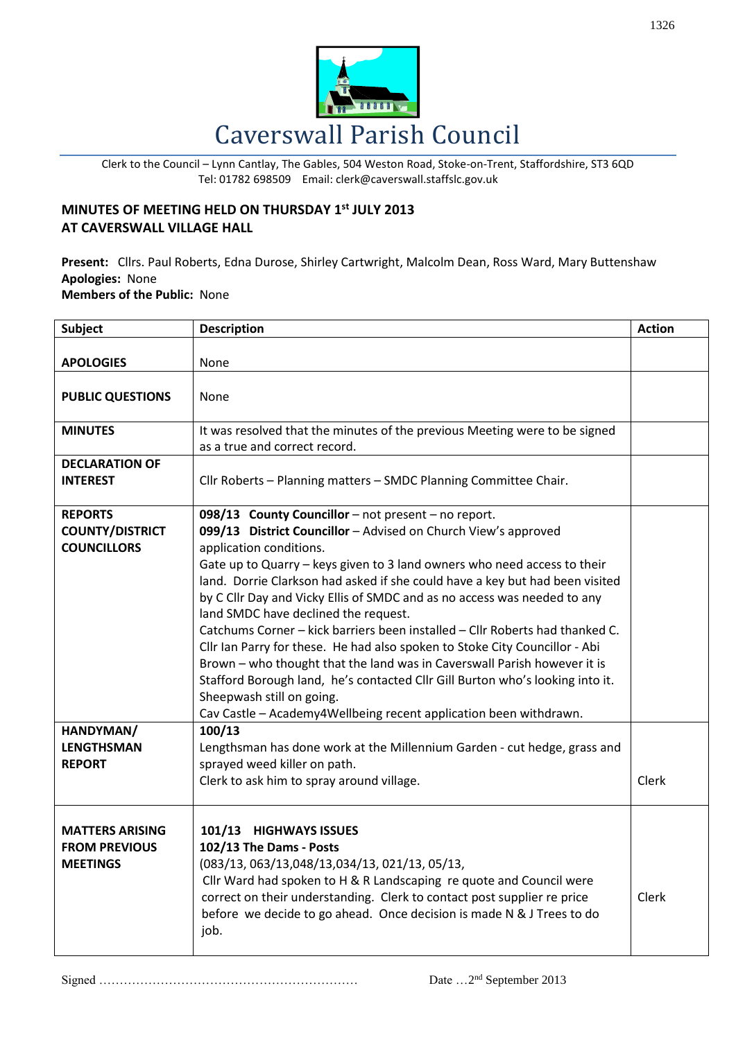# Caverswall Parish Council

Clerk to the Council – Lynn Cantlay, The Gables, 504 Weston Road, Stoke-on-Trent, Staffordshire, ST3 6QD
Tel: 01782 698509 Email: clerk@caverswall.staffslc.gov.uk

## MINUTES OF MEETING HELD ON THURSDAY 1st JULY 2013 AT CAVERSWALL VILLAGE HALL

**Present:** Cllrs. Paul Roberts, Edna Durose, Shirley Cartwright, Malcolm Dean, Ross Ward, Mary Buttenshaw
**Apologies:** None
**Members of the Public:** None

| Subject | Description | Action |
|---|---|---|
| **APOLOGIES** | None | |
| **PUBLIC QUESTIONS** | None | |
| **MINUTES** | It was resolved that the minutes of the previous Meeting were to be signed as a true and correct record. | |
| **DECLARATION OF INTEREST** | Cllr Roberts – Planning matters – SMDC Planning Committee Chair. | |
| **REPORTS COUNTY/DISTRICT COUNCILLORS** | **098/13 County Councillor** – not present – no report.<br>**099/13 District Councillor** – Advised on Church View's approved application conditions.<br>Gate up to Quarry – keys given to 3 land owners who need access to their land. Dorrie Clarkson had asked if she could have a key but had been visited by C Cllr Day and Vicky Ellis of SMDC and as no access was needed to any land SMDC have declined the request.<br>Catchums Corner – kick barriers been installed – Cllr Roberts had thanked C. Cllr Ian Parry for these. He had also spoken to Stoke City Councillor - Abi Brown – who thought that the land was in Caverswall Parish however it is Stafford Borough land, he's contacted Cllr Gill Burton who's looking into it.<br>Sheepwash still on going.<br>Cav Castle – Academy4Wellbeing recent application been withdrawn. | |
| **HANDYMAN/ LENGTHSMAN REPORT** | **100/13**<br>Lengthsman has done work at the Millennium Garden - cut hedge, grass and sprayed weed killer on path.<br>Clerk to ask him to spray around village. | Clerk |
| **MATTERS ARISING FROM PREVIOUS MEETINGS** | **101/13 HIGHWAYS ISSUES**<br>**102/13 The Dams - Posts**<br>(083/13, 063/13,048/13,034/13, 021/13, 05/13,<br>Cllr Ward had spoken to H & R Landscaping re quote and Council were correct on their understanding. Clerk to contact post supplier re price before we decide to go ahead. Once decision is made N & J Trees to do job. | Clerk |

Signed ……………………………………………………… Date …2nd September 2013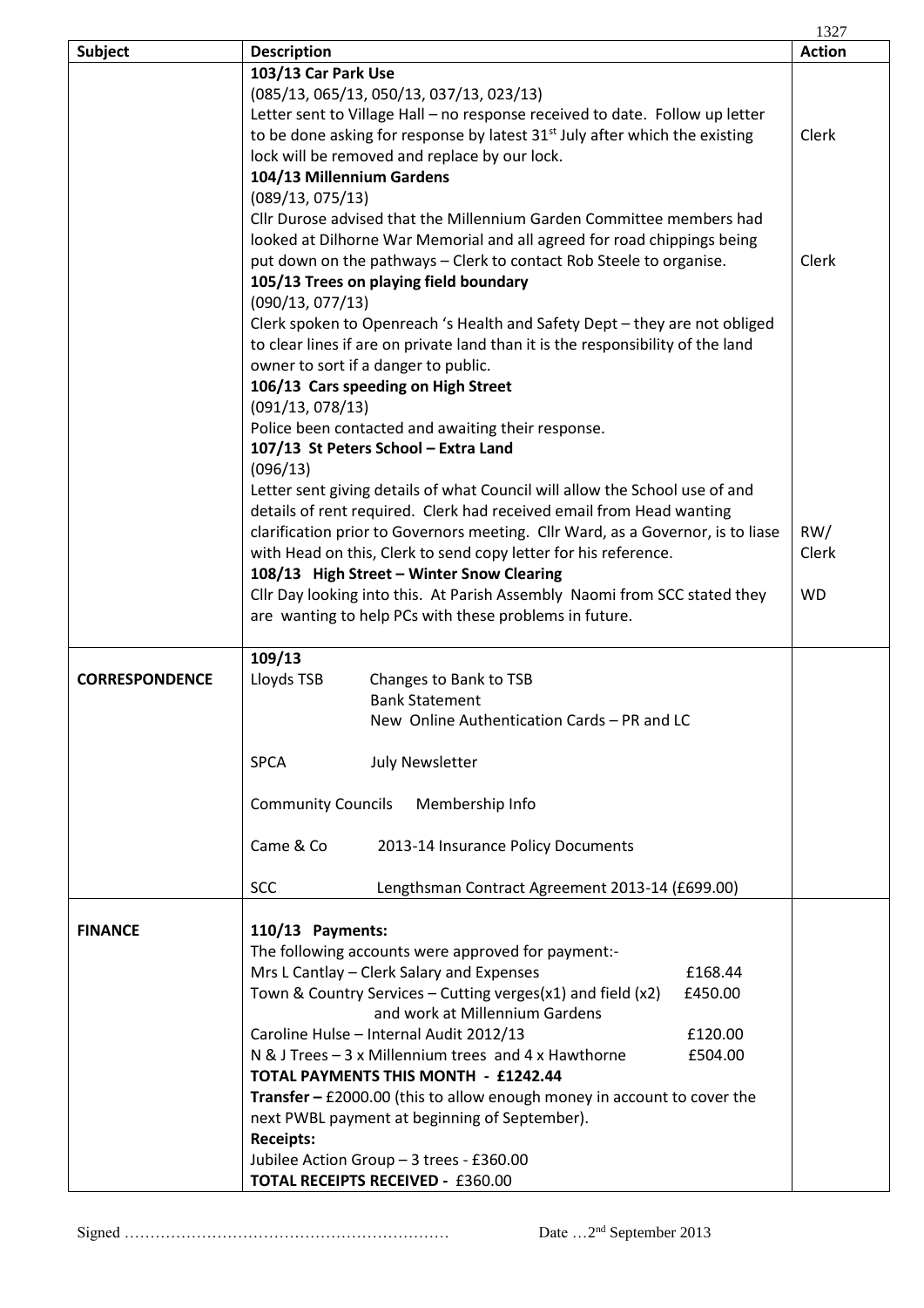| Subject | Description | Action |
|---|---|---|
| | **103/13 Car Park Use**<br>(085/13, 065/13, 050/13, 037/13, 023/13)<br>Letter sent to Village Hall – no response received to date. Follow up letter to be done asking for response by latest 31st July after which the existing lock will be removed and replace by our lock. | Clerk |
| | **104/13 Millennium Gardens**<br>(089/13, 075/13)<br>Cllr Durose advised that the Millennium Garden Committee members had looked at Dilhorne War Memorial and all agreed for road chippings being put down on the pathways – Clerk to contact Rob Steele to organise. | Clerk |
| | **105/13 Trees on playing field boundary**<br>(090/13, 077/13)<br>Clerk spoken to Openreach 's Health and Safety Dept – they are not obliged to clear lines if are on private land than it is the responsibility of the land owner to sort if a danger to public. | |
| | **106/13 Cars speeding on High Street**<br>(091/13, 078/13)<br>Police been contacted and awaiting their response. | |
| | **107/13 St Peters School – Extra Land**<br>(096/13)<br>Letter sent giving details of what Council will allow the School use of and details of rent required. Clerk had received email from Head wanting clarification prior to Governors meeting. Cllr Ward, as a Governor, is to liase with Head on this, Clerk to send copy letter for his reference. | RW/<br>Clerk |
| | **108/13 High Street – Winter Snow Clearing**<br>Cllr Day looking into this. At Parish Assembly Naomi from SCC stated they are wanting to help PCs with these problems in future. | WD |
| **CORRESPONDENCE** | **109/13**<br>Lloyds TSB – Changes to Bank to TSB<br>Bank Statement<br>New Online Authentication Cards – PR and LC<br><br>SPCA – July Newsletter<br><br>Community Councils – Membership Info<br><br>Came & Co – 2013-14 Insurance Policy Documents<br><br>SCC – Lengthsman Contract Agreement 2013-14 (£699.00) | |
| **FINANCE** | **110/13 Payments:**<br>The following accounts were approved for payment:-<br>Mrs L Cantlay – Clerk Salary and Expenses £168.44<br>Town & Country Services – Cutting verges(x1) and field (x2) and work at Millennium Gardens £450.00<br>Caroline Hulse – Internal Audit 2012/13 £120.00<br>N & J Trees – 3 x Millennium trees and 4 x Hawthorne £504.00<br>**TOTAL PAYMENTS THIS MONTH - £1242.44**<br>**Transfer –** £2000.00 (this to allow enough money in account to cover the next PWBL payment at beginning of September).<br>**Receipts:**<br>Jubilee Action Group – 3 trees - £360.00<br>**TOTAL RECEIPTS RECEIVED -** £360.00 | |

Signed ……………………………………………………… Date …2nd September 2013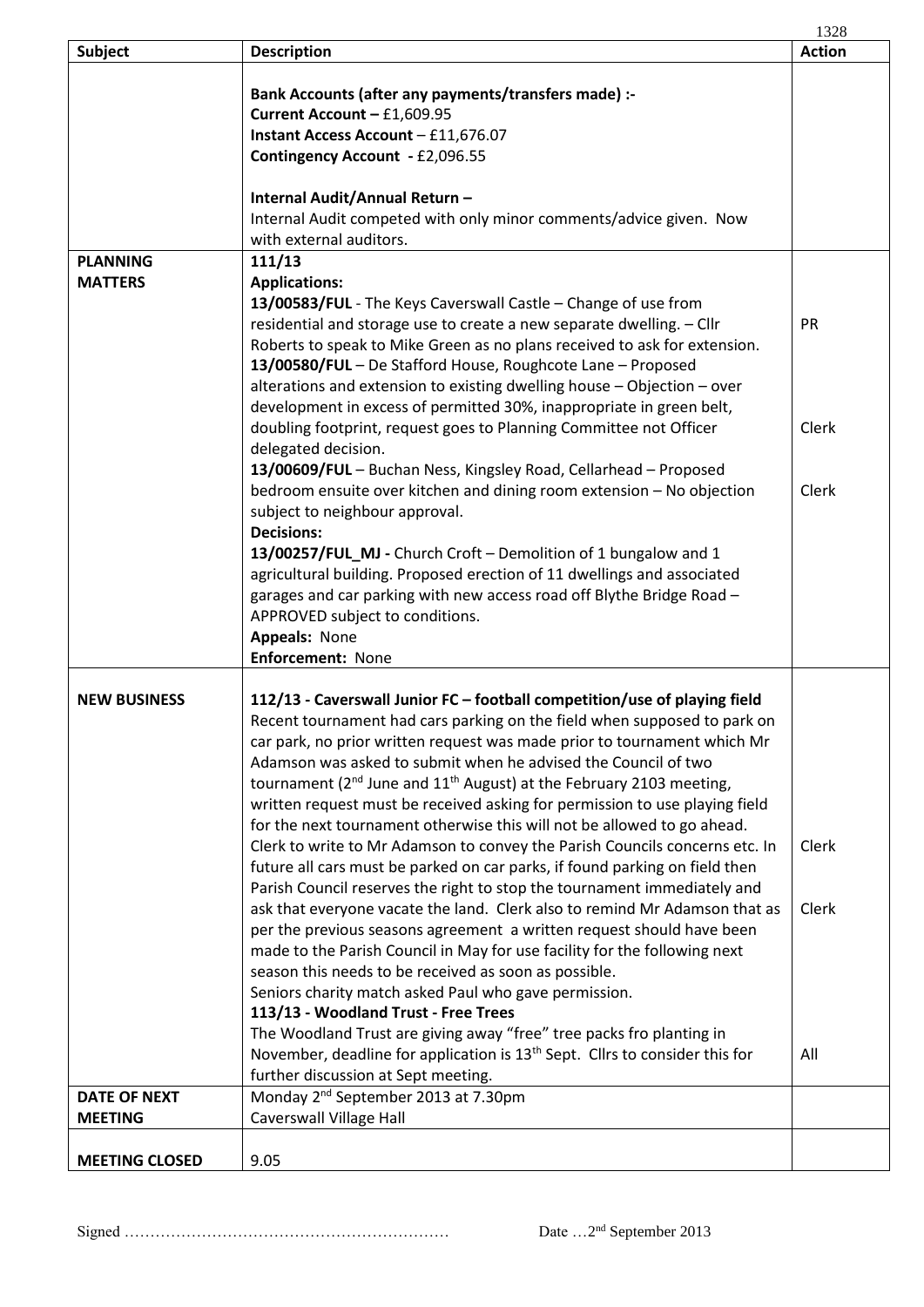| Subject | Description | Action |
|---|---|---|
| | **Bank Accounts (after any payments/transfers made) :-**<br>**Current Account –** £1,609.95<br>**Instant Access Account** – £11,676.07<br>**Contingency Account -** £2,096.55<br><br>**Internal Audit/Annual Return –**<br>Internal Audit competed with only minor comments/advice given. Now with external auditors. | |
| **PLANNING MATTERS** | **111/13**<br>**Applications:**<br>**13/00583/FUL** - The Keys Caverswall Castle – Change of use from residential and storage use to create a new separate dwelling. – Cllr Roberts to speak to Mike Green as no plans received to ask for extension.<br>**13/00580/FUL** – De Stafford House, Roughcote Lane – Proposed alterations and extension to existing dwelling house – Objection – over development in excess of permitted 30%, inappropriate in green belt, doubling footprint, request goes to Planning Committee not Officer delegated decision.<br>**13/00609/FUL** – Buchan Ness, Kingsley Road, Cellarhead – Proposed bedroom ensuite over kitchen and dining room extension – No objection subject to neighbour approval.<br>**Decisions:**<br>**13/00257/FUL_MJ -** Church Croft – Demolition of 1 bungalow and 1 agricultural building. Proposed erection of 11 dwellings and associated garages and car parking with new access road off Blythe Bridge Road – APPROVED subject to conditions.<br>**Appeals:** None<br>**Enforcement:** None | PR<br><br>Clerk<br><br>Clerk |
| **NEW BUSINESS** | **112/13 - Caverswall Junior FC – football competition/use of playing field**<br>Recent tournament had cars parking on the field when supposed to park on car park, no prior written request was made prior to tournament which Mr Adamson was asked to submit when he advised the Council of two tournament (2nd June and 11th August) at the February 2103 meeting, written request must be received asking for permission to use playing field for the next tournament otherwise this will not be allowed to go ahead. Clerk to write to Mr Adamson to convey the Parish Councils concerns etc. In future all cars must be parked on car parks, if found parking on field then Parish Council reserves the right to stop the tournament immediately and ask that everyone vacate the land. Clerk also to remind Mr Adamson that as per the previous seasons agreement a written request should have been made to the Parish Council in May for use facility for the following next season this needs to be received as soon as possible.<br>Seniors charity match asked Paul who gave permission.<br>**113/13 - Woodland Trust - Free Trees**<br>The Woodland Trust are giving away "free" tree packs fro planting in November, deadline for application is 13th Sept. Cllrs to consider this for further discussion at Sept meeting. | Clerk<br><br>Clerk<br><br>All |
| **DATE OF NEXT MEETING** | Monday 2nd September 2013 at 7.30pm<br>Caverswall Village Hall | |
| **MEETING CLOSED** | 9.05 | |

Signed ……………………………………………………… Date …2nd September 2013